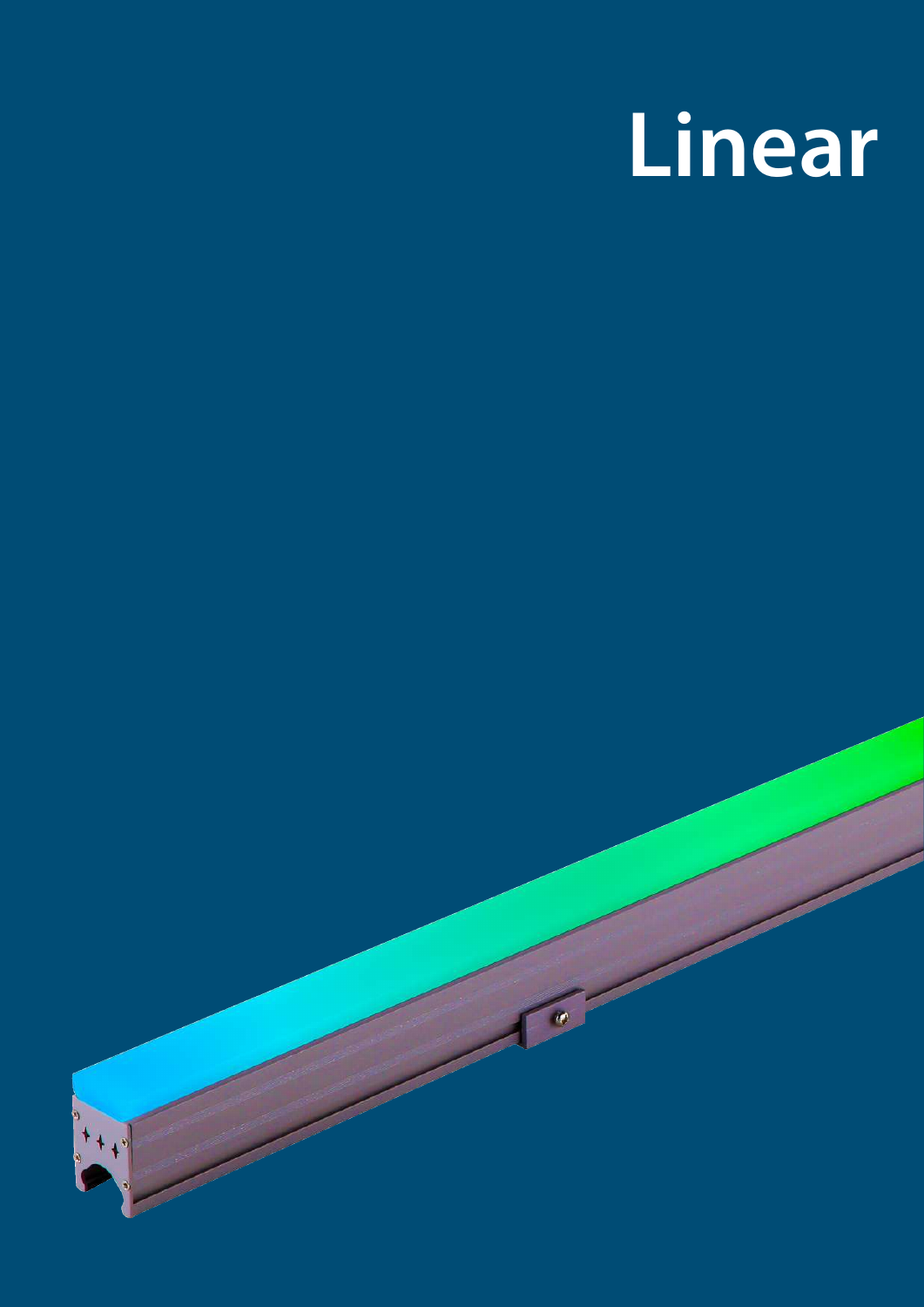# Linear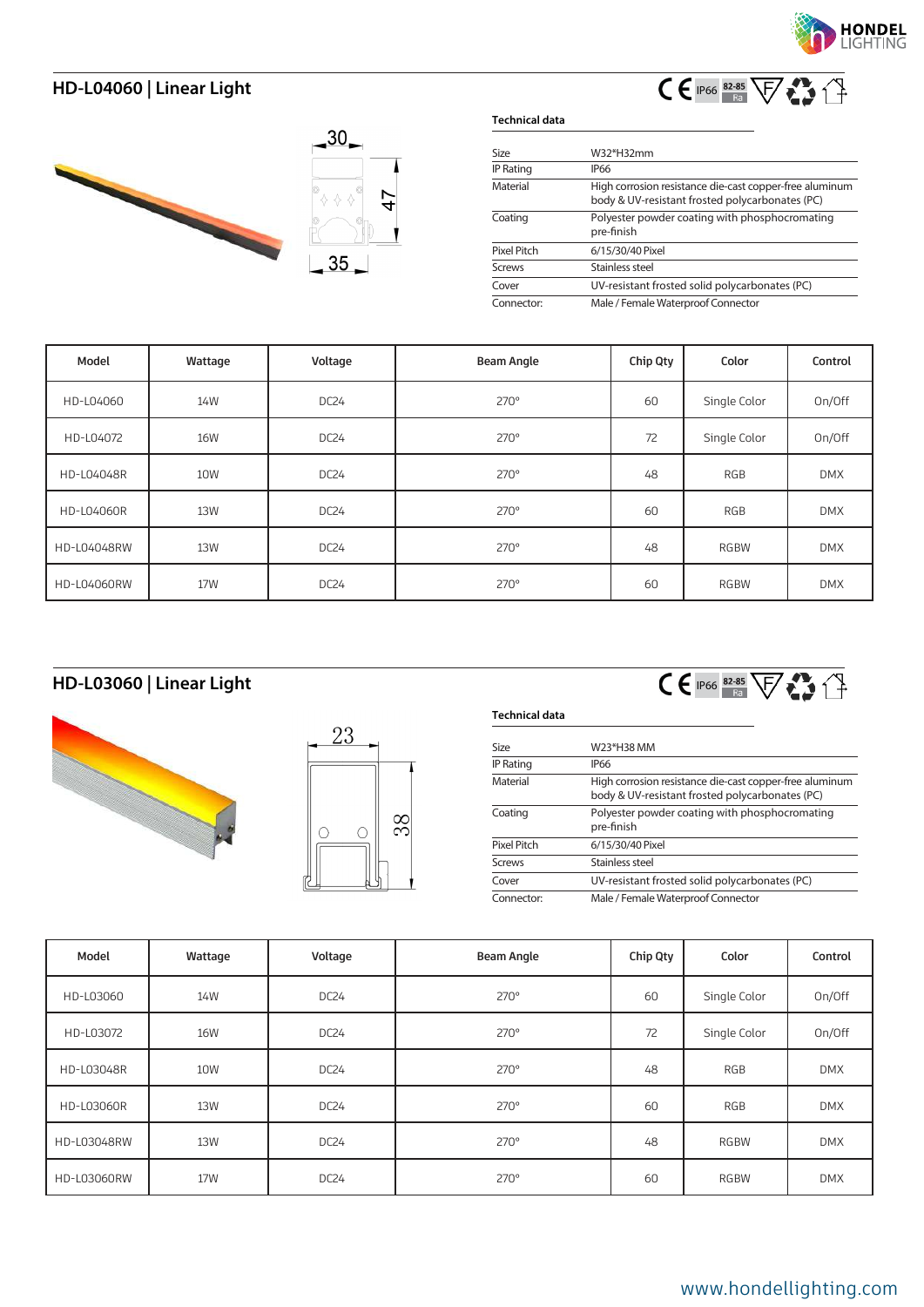## HD-L04060 | Linear Light

CE IP66 82-85 Ra

### Technical data

| | |
|---|---|
| Size | W32*H32mm |
| IP Rating | IP66 |
| Material | High corrosion resistance die-cast copper-free aluminum body & UV-resistant frosted polycarbonates (PC) |
| Coating | Polyester powder coating with phosphocromating pre-finish |
| Pixel Pitch | 6/15/30/40 Pixel |
| Screws | Stainless steel |
| Cover | UV-resistant frosted solid polycarbonates (PC) |
| Connector: | Male / Female Waterproof Connector |

| Model | Wattage | Voltage | Beam Angle | Chip Qty | Color | Control |
|---|---|---|---|---|---|---|
| HD-L04060 | 14W | DC24 | 270° | 60 | Single Color | On/Off |
| HD-L04072 | 16W | DC24 | 270° | 72 | Single Color | On/Off |
| HD-L04048R | 10W | DC24 | 270° | 48 | RGB | DMX |
| HD-L04060R | 13W | DC24 | 270° | 60 | RGB | DMX |
| HD-L04048RW | 13W | DC24 | 270° | 48 | RGBW | DMX |
| HD-L04060RW | 17W | DC24 | 270° | 60 | RGBW | DMX |

## HD-L03060 | Linear Light

CE IP66 82-85 Ra

### Technical data

| | |
|---|---|
| Size | W23*H38 MM |
| IP Rating | IP66 |
| Material | High corrosion resistance die-cast copper-free aluminum body & UV-resistant frosted polycarbonates (PC) |
| Coating | Polyester powder coating with phosphocromating pre-finish |
| Pixel Pitch | 6/15/30/40 Pixel |
| Screws | Stainless steel |
| Cover | UV-resistant frosted solid polycarbonates (PC) |
| Connector: | Male / Female Waterproof Connector |

| Model | Wattage | Voltage | Beam Angle | Chip Qty | Color | Control |
|---|---|---|---|---|---|---|
| HD-L03060 | 14W | DC24 | 270° | 60 | Single Color | On/Off |
| HD-L03072 | 16W | DC24 | 270° | 72 | Single Color | On/Off |
| HD-L03048R | 10W | DC24 | 270° | 48 | RGB | DMX |
| HD-L03060R | 13W | DC24 | 270° | 60 | RGB | DMX |
| HD-L03048RW | 13W | DC24 | 270° | 48 | RGBW | DMX |
| HD-L03060RW | 17W | DC24 | 270° | 60 | RGBW | DMX |

www.hondellighting.com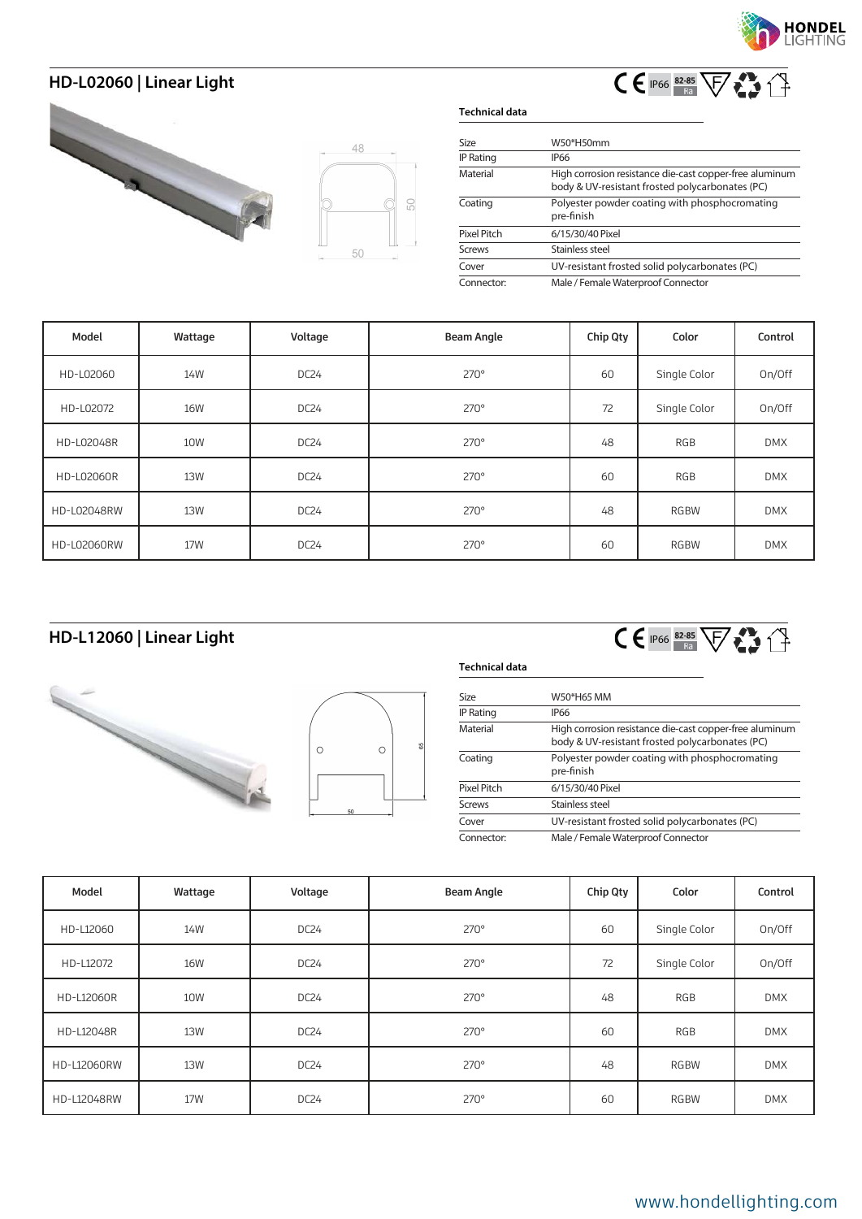## HD-L02060 | Linear Light

CE IP66 82-85 Ra

### Technical data

| | |
|---|---|
| Size | W50*H50mm |
| IP Rating | IP66 |
| Material | High corrosion resistance die-cast copper-free aluminum body & UV-resistant frosted polycarbonates (PC) |
| Coating | Polyester powder coating with phosphocromating pre-finish |
| Pixel Pitch | 6/15/30/40 Pixel |
| Screws | Stainless steel |
| Cover | UV-resistant frosted solid polycarbonates (PC) |
| Connector: | Male / Female Waterproof Connector |

| Model | Wattage | Voltage | Beam Angle | Chip Qty | Color | Control |
|---|---|---|---|---|---|---|
| HD-L02060 | 14W | DC24 | 270° | 60 | Single Color | On/Off |
| HD-L02072 | 16W | DC24 | 270° | 72 | Single Color | On/Off |
| HD-L02048R | 10W | DC24 | 270° | 48 | RGB | DMX |
| HD-L02060R | 13W | DC24 | 270° | 60 | RGB | DMX |
| HD-L02048RW | 13W | DC24 | 270° | 48 | RGBW | DMX |
| HD-L02060RW | 17W | DC24 | 270° | 60 | RGBW | DMX |

## HD-L12060 | Linear Light

CE IP66 82-85 Ra

### Technical data

| | |
|---|---|
| Size | W50*H65 MM |
| IP Rating | IP66 |
| Material | High corrosion resistance die-cast copper-free aluminum body & UV-resistant frosted polycarbonates (PC) |
| Coating | Polyester powder coating with phosphocromating pre-finish |
| Pixel Pitch | 6/15/30/40 Pixel |
| Screws | Stainless steel |
| Cover | UV-resistant frosted solid polycarbonates (PC) |
| Connector: | Male / Female Waterproof Connector |

| Model | Wattage | Voltage | Beam Angle | Chip Qty | Color | Control |
|---|---|---|---|---|---|---|
| HD-L12060 | 14W | DC24 | 270° | 60 | Single Color | On/Off |
| HD-L12072 | 16W | DC24 | 270° | 72 | Single Color | On/Off |
| HD-L12060R | 10W | DC24 | 270° | 48 | RGB | DMX |
| HD-L12048R | 13W | DC24 | 270° | 60 | RGB | DMX |
| HD-L12060RW | 13W | DC24 | 270° | 48 | RGBW | DMX |
| HD-L12048RW | 17W | DC24 | 270° | 60 | RGBW | DMX |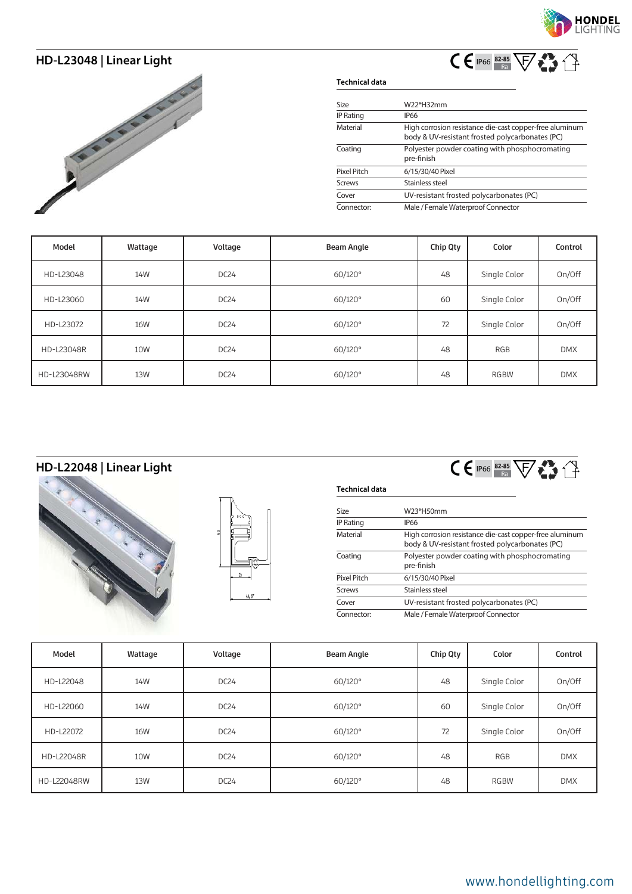## HD-L23048 | Linear Light

CE IP66 82-85 Ra

**Technical data**

| Size | W22*H32mm |
|---|---|
| IP Rating | IP66 |
| Material | High corrosion resistance die-cast copper-free aluminum body & UV-resistant frosted polycarbonates (PC) |
| Coating | Polyester powder coating with phosphocromating pre-finish |
| Pixel Pitch | 6/15/30/40 Pixel |
| Screws | Stainless steel |
| Cover | UV-resistant frosted polycarbonates (PC) |
| Connector: | Male / Female Waterproof Connector |

| Model | Wattage | Voltage | Beam Angle | Chip Qty | Color | Control |
|---|---|---|---|---|---|---|
| HD-L23048 | 14W | DC24 | 60/120° | 48 | Single Color | On/Off |
| HD-L23060 | 14W | DC24 | 60/120° | 60 | Single Color | On/Off |
| HD-L23072 | 16W | DC24 | 60/120° | 72 | Single Color | On/Off |
| HD-L23048R | 10W | DC24 | 60/120° | 48 | RGB | DMX |
| HD-L23048RW | 13W | DC24 | 60/120° | 48 | RGBW | DMX |

## HD-L22048 | Linear Light

CE IP66 82-85 Ra

**Technical data**

| Size | W23*H50mm |
|---|---|
| IP Rating | IP66 |
| Material | High corrosion resistance die-cast copper-free aluminum body & UV-resistant frosted polycarbonates (PC) |
| Coating | Polyester powder coating with phosphocromating pre-finish |
| Pixel Pitch | 6/15/30/40 Pixel |
| Screws | Stainless steel |
| Cover | UV-resistant frosted polycarbonates (PC) |
| Connector: | Male / Female Waterproof Connector |

| Model | Wattage | Voltage | Beam Angle | Chip Qty | Color | Control |
|---|---|---|---|---|---|---|
| HD-L22048 | 14W | DC24 | 60/120° | 48 | Single Color | On/Off |
| HD-L22060 | 14W | DC24 | 60/120° | 60 | Single Color | On/Off |
| HD-L22072 | 16W | DC24 | 60/120° | 72 | Single Color | On/Off |
| HD-L22048R | 10W | DC24 | 60/120° | 48 | RGB | DMX |
| HD-L22048RW | 13W | DC24 | 60/120° | 48 | RGBW | DMX |

www.hondellighting.com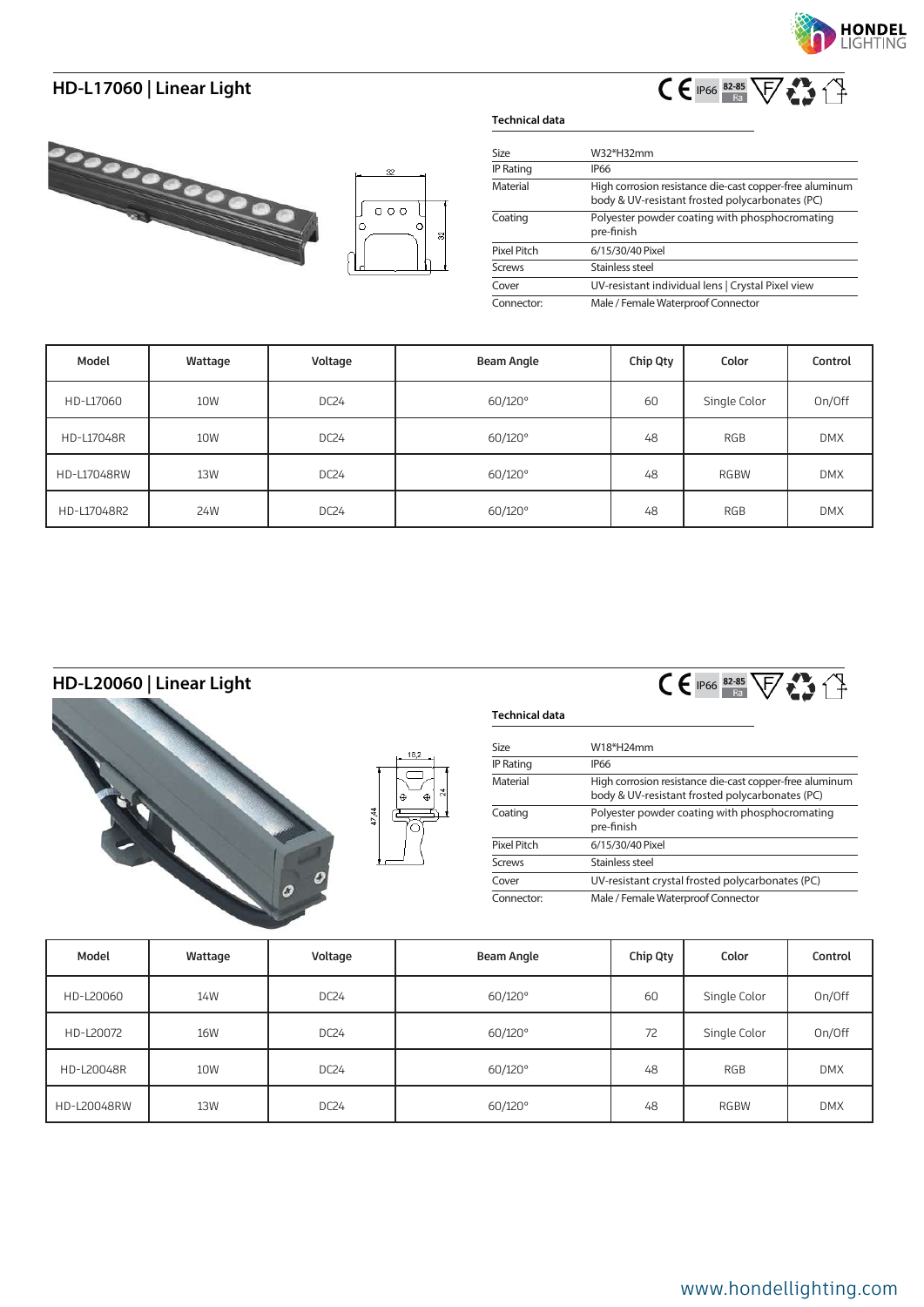## HD-L17060 | Linear Light

**Technical data**

| | |
|---|---|
| Size | W32*H32mm |
| IP Rating | IP66 |
| Material | High corrosion resistance die-cast copper-free aluminum body & UV-resistant frosted polycarbonates (PC) |
| Coating | Polyester powder coating with phosphocromating pre-finish |
| Pixel Pitch | 6/15/30/40 Pixel |
| Screws | Stainless steel |
| Cover | UV-resistant individual lens \| Crystal Pixel view |
| Connector: | Male / Female Waterproof Connector |

| Model | Wattage | Voltage | Beam Angle | Chip Qty | Color | Control |
|---|---|---|---|---|---|---|
| HD-L17060 | 10W | DC24 | 60/120° | 60 | Single Color | On/Off |
| HD-L17048R | 10W | DC24 | 60/120° | 48 | RGB | DMX |
| HD-L17048RW | 13W | DC24 | 60/120° | 48 | RGBW | DMX |
| HD-L17048R2 | 24W | DC24 | 60/120° | 48 | RGB | DMX |

## HD-L20060 | Linear Light

**Technical data**

| | |
|---|---|
| Size | W18*H24mm |
| IP Rating | IP66 |
| Material | High corrosion resistance die-cast copper-free aluminum body & UV-resistant frosted polycarbonates (PC) |
| Coating | Polyester powder coating with phosphocromating pre-finish |
| Pixel Pitch | 6/15/30/40 Pixel |
| Screws | Stainless steel |
| Cover | UV-resistant crystal frosted polycarbonates (PC) |
| Connector: | Male / Female Waterproof Connector |

| Model | Wattage | Voltage | Beam Angle | Chip Qty | Color | Control |
|---|---|---|---|---|---|---|
| HD-L20060 | 14W | DC24 | 60/120° | 60 | Single Color | On/Off |
| HD-L20072 | 16W | DC24 | 60/120° | 72 | Single Color | On/Off |
| HD-L20048R | 10W | DC24 | 60/120° | 48 | RGB | DMX |
| HD-L20048RW | 13W | DC24 | 60/120° | 48 | RGBW | DMX |